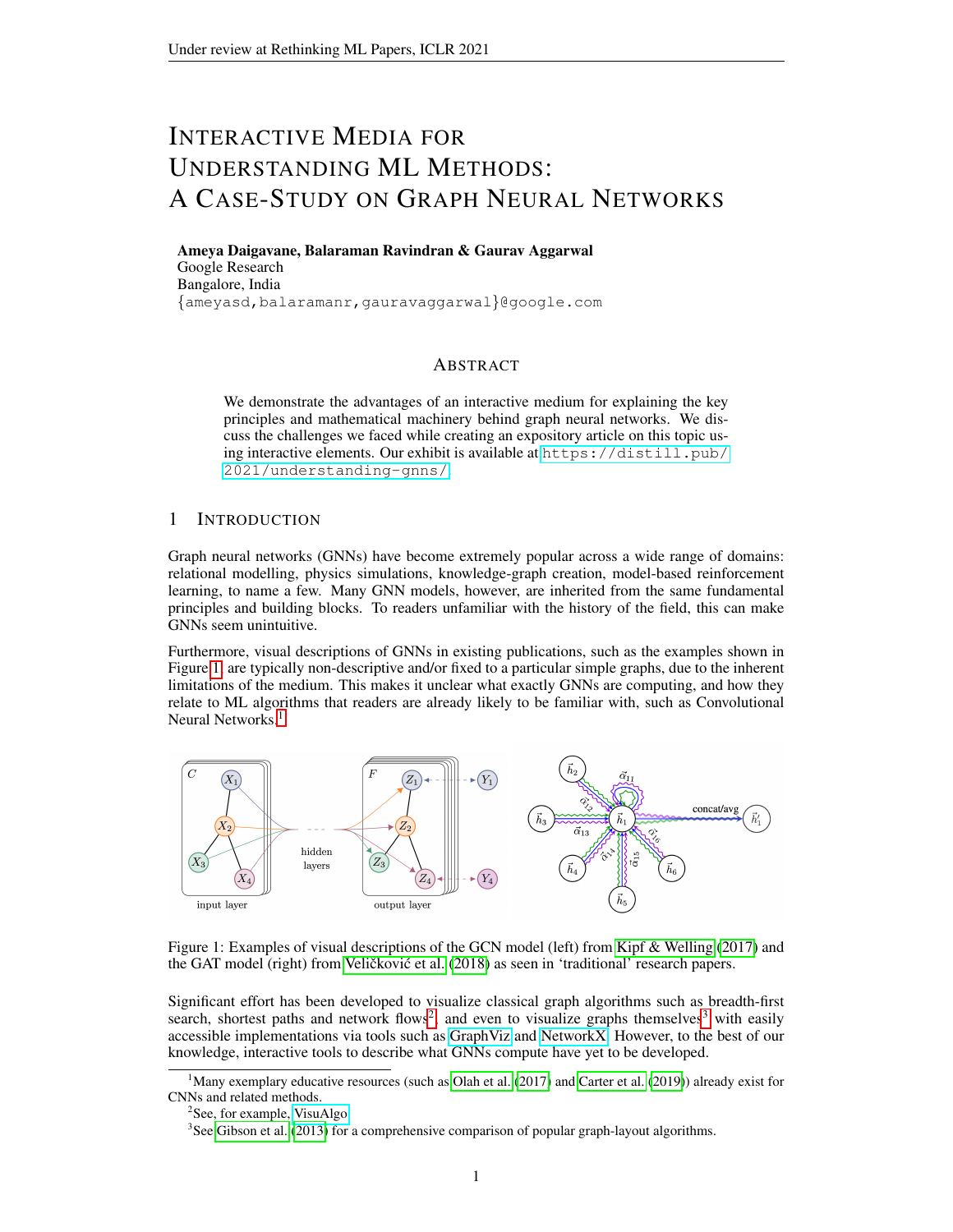# INTERACTIVE MEDIA FOR UNDERSTANDING ML METHODS: A CASE-STUDY ON GRAPH NEURAL NETWORKS

**Ameya Daigavane, Balaraman Ravindran & Gaurav Aggarwal**
Google Research
Bangalore, India
{ameyasd,balaramanr,gauravaggarwal}@google.com

## ABSTRACT

We demonstrate the advantages of an interactive medium for explaining the key principles and mathematical machinery behind graph neural networks. We discuss the challenges we faced while creating an expository article on this topic using interactive elements. Our exhibit is available at https://distill.pub/2021/understanding-gnns/.

## 1 INTRODUCTION

Graph neural networks (GNNs) have become extremely popular across a wide range of domains: relational modelling, physics simulations, knowledge-graph creation, model-based reinforcement learning, to name a few. Many GNN models, however, are inherited from the same fundamental principles and building blocks. To readers unfamiliar with the history of the field, this can make GNNs seem unintuitive.

Furthermore, visual descriptions of GNNs in existing publications, such as the examples shown in Figure 1, are typically non-descriptive and/or fixed to a particular simple graphs, due to the inherent limitations of the medium. This makes it unclear what exactly GNNs are computing, and how they relate to ML algorithms that readers are already likely to be familiar with, such as Convolutional Neural Networks.[1]

Figure 1: Examples of visual descriptions of the GCN model (left) from Kipf & Welling (2017) and the GAT model (right) from Veličković et al. (2018) as seen in 'traditional' research papers.

Significant effort has been developed to visualize classical graph algorithms such as breadth-first search, shortest paths and network flows[2] and even to visualize graphs themselves[3] with easily accessible implementations via tools such as GraphViz and NetworkX. However, to the best of our knowledge, interactive tools to describe what GNNs compute have yet to be developed.

[1] Many exemplary educative resources (such as Olah et al. (2017) and Carter et al. (2019)) already exist for CNNs and related methods.

[2] See, for example, VisuAlgo.

[3] See Gibson et al. (2013) for a comprehensive comparison of popular graph-layout algorithms.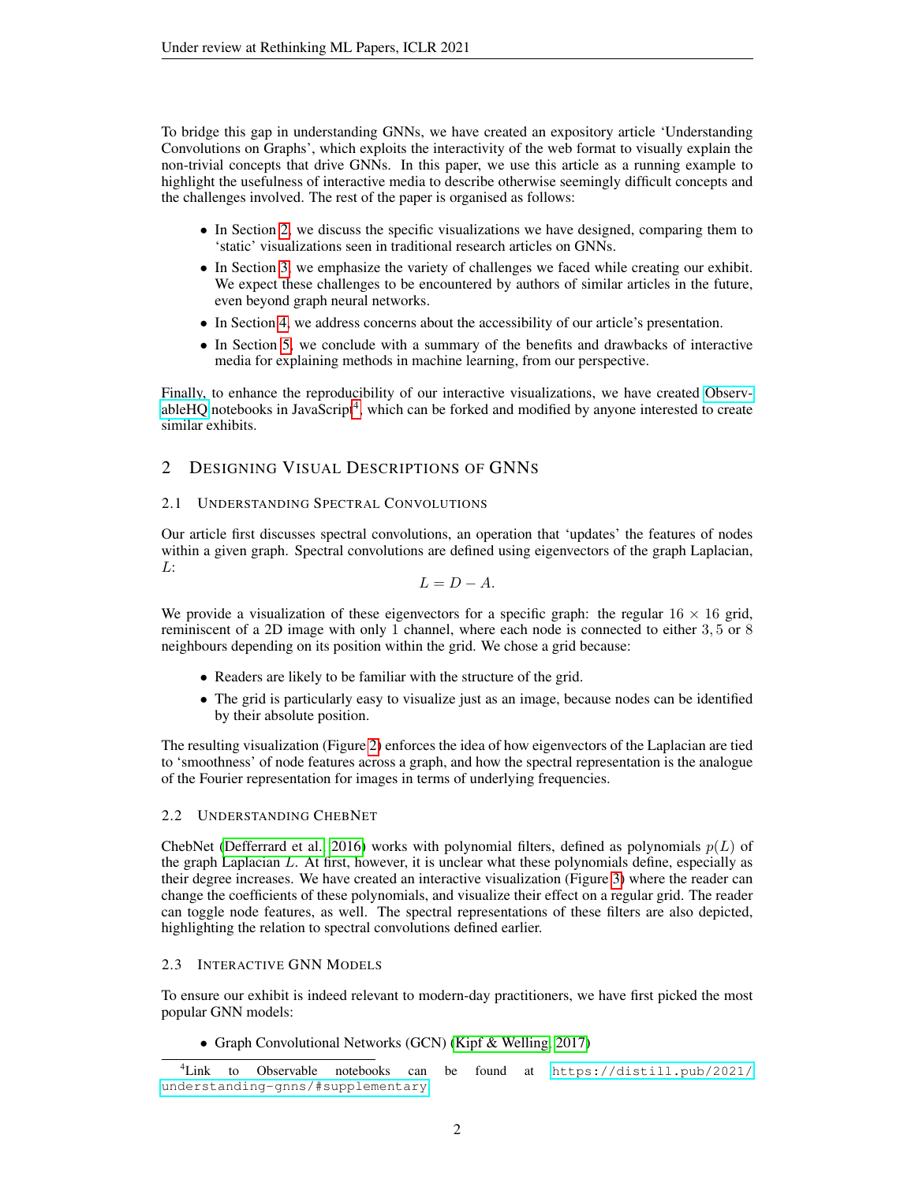To bridge this gap in understanding GNNs, we have created an expository article 'Understanding Convolutions on Graphs', which exploits the interactivity of the web format to visually explain the non-trivial concepts that drive GNNs. In this paper, we use this article as a running example to highlight the usefulness of interactive media to describe otherwise seemingly difficult concepts and the challenges involved. The rest of the paper is organised as follows:

- In Section 2, we discuss the specific visualizations we have designed, comparing them to 'static' visualizations seen in traditional research articles on GNNs.
- In Section 3, we emphasize the variety of challenges we faced while creating our exhibit. We expect these challenges to be encountered by authors of similar articles in the future, even beyond graph neural networks.
- In Section 4, we address concerns about the accessibility of our article's presentation.
- In Section 5, we conclude with a summary of the benefits and drawbacks of interactive media for explaining methods in machine learning, from our perspective.

Finally, to enhance the reproducibility of our interactive visualizations, we have created ObservableHQ notebooks in JavaScript[4], which can be forked and modified by anyone interested to create similar exhibits.

## 2 Designing Visual Descriptions of GNNs

### 2.1 Understanding Spectral Convolutions

Our article first discusses spectral convolutions, an operation that 'updates' the features of nodes within a given graph. Spectral convolutions are defined using eigenvectors of the graph Laplacian, $L$:

$$L = D - A.$$

We provide a visualization of these eigenvectors for a specific graph: the regular $16 \times 16$ grid, reminiscent of a 2D image with only $1$ channel, where each node is connected to either $3, 5$ or $8$ neighbours depending on its position within the grid. We chose a grid because:

- Readers are likely to be familiar with the structure of the grid.
- The grid is particularly easy to visualize just as an image, because nodes can be identified by their absolute position.

The resulting visualization (Figure 2) enforces the idea of how eigenvectors of the Laplacian are tied to 'smoothness' of node features across a graph, and how the spectral representation is the analogue of the Fourier representation for images in terms of underlying frequencies.

### 2.2 Understanding ChebNet

ChebNet (Defferrard et al., 2016) works with polynomial filters, defined as polynomials $p(L)$ of the graph Laplacian $L$. At first, however, it is unclear what these polynomials define, especially as their degree increases. We have created an interactive visualization (Figure 3) where the reader can change the coefficients of these polynomials, and visualize their effect on a regular grid. The reader can toggle node features, as well. The spectral representations of these filters are also depicted, highlighting the relation to spectral convolutions defined earlier.

### 2.3 Interactive GNN Models

To ensure our exhibit is indeed relevant to modern-day practitioners, we have first picked the most popular GNN models:

- Graph Convolutional Networks (GCN) (Kipf & Welling, 2017)

[4] Link to Observable notebooks can be found at https://distill.pub/2021/understanding-gnns/#supplementary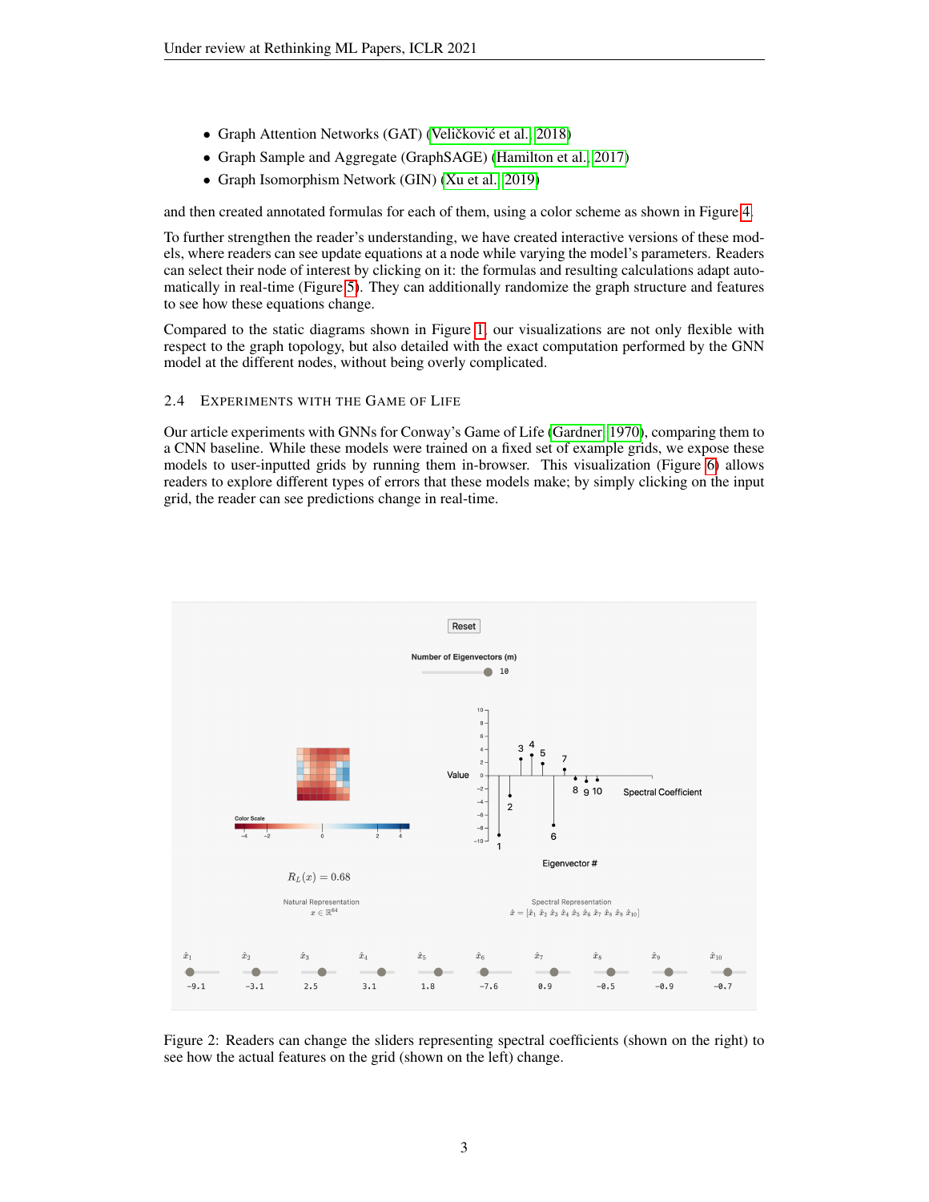- Graph Attention Networks (GAT) (Veličković et al., 2018)
- Graph Sample and Aggregate (GraphSAGE) (Hamilton et al., 2017)
- Graph Isomorphism Network (GIN) (Xu et al., 2019)

and then created annotated formulas for each of them, using a color scheme as shown in Figure 4.

To further strengthen the reader's understanding, we have created interactive versions of these models, where readers can see update equations at a node while varying the model's parameters. Readers can select their node of interest by clicking on it: the formulas and resulting calculations adapt automatically in real-time (Figure 5). They can additionally randomize the graph structure and features to see how these equations change.

Compared to the static diagrams shown in Figure 1, our visualizations are not only flexible with respect to the graph topology, but also detailed with the exact computation performed by the GNN model at the different nodes, without being overly complicated.

### 2.4 Experiments with the Game of Life

Our article experiments with GNNs for Conway's Game of Life (Gardner, 1970), comparing them to a CNN baseline. While these models were trained on a fixed set of example grids, we expose these models to user-inputted grids by running them in-browser. This visualization (Figure 6) allows readers to explore different types of errors that these models make; by simply clicking on the input grid, the reader can see predictions change in real-time.

Figure 2: Readers can change the sliders representing spectral coefficients (shown on the right) to see how the actual features on the grid (shown on the left) change.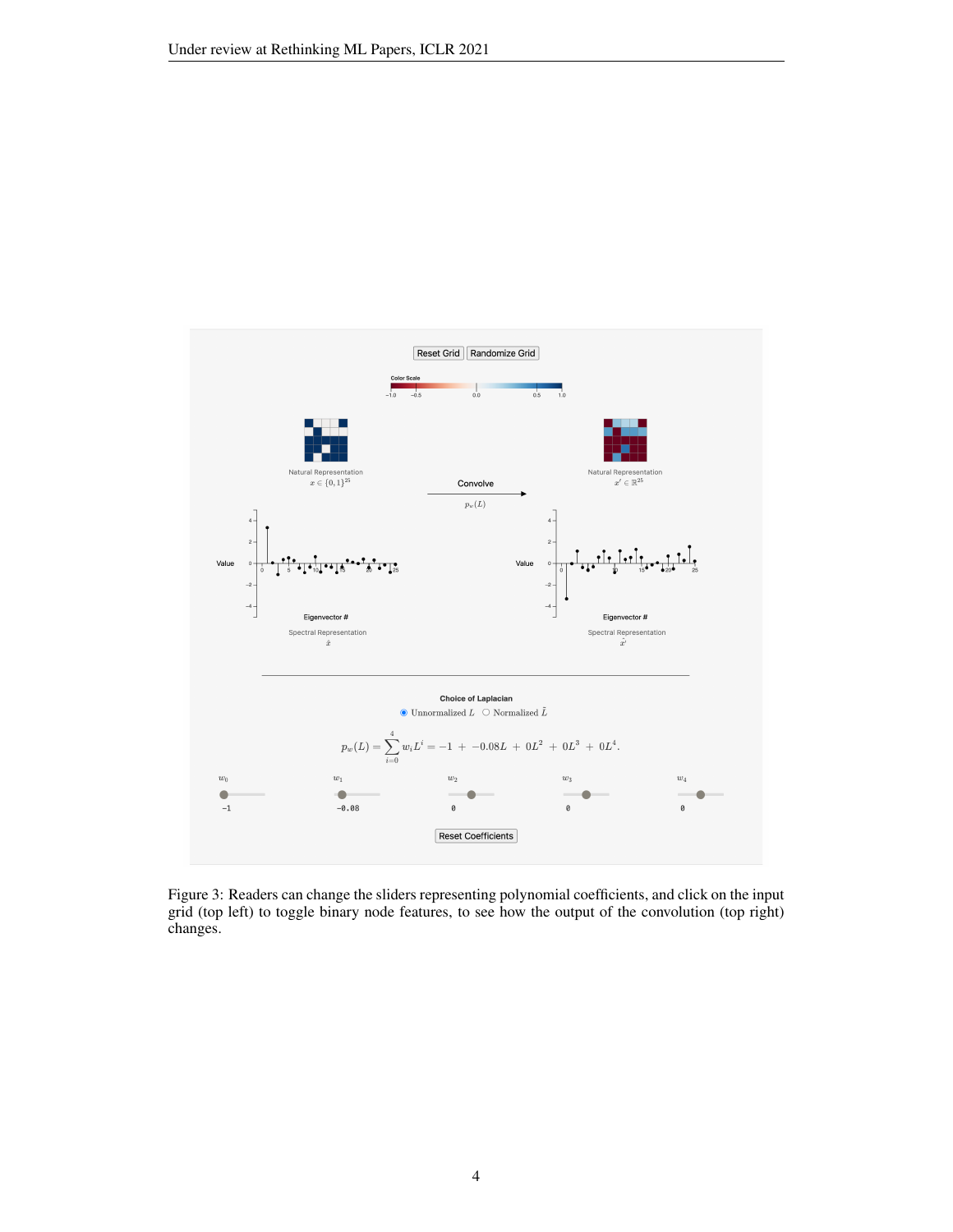Figure 3: Readers can change the sliders representing polynomial coefficients, and click on the input grid (top left) to toggle binary node features, to see how the output of the convolution (top right) changes.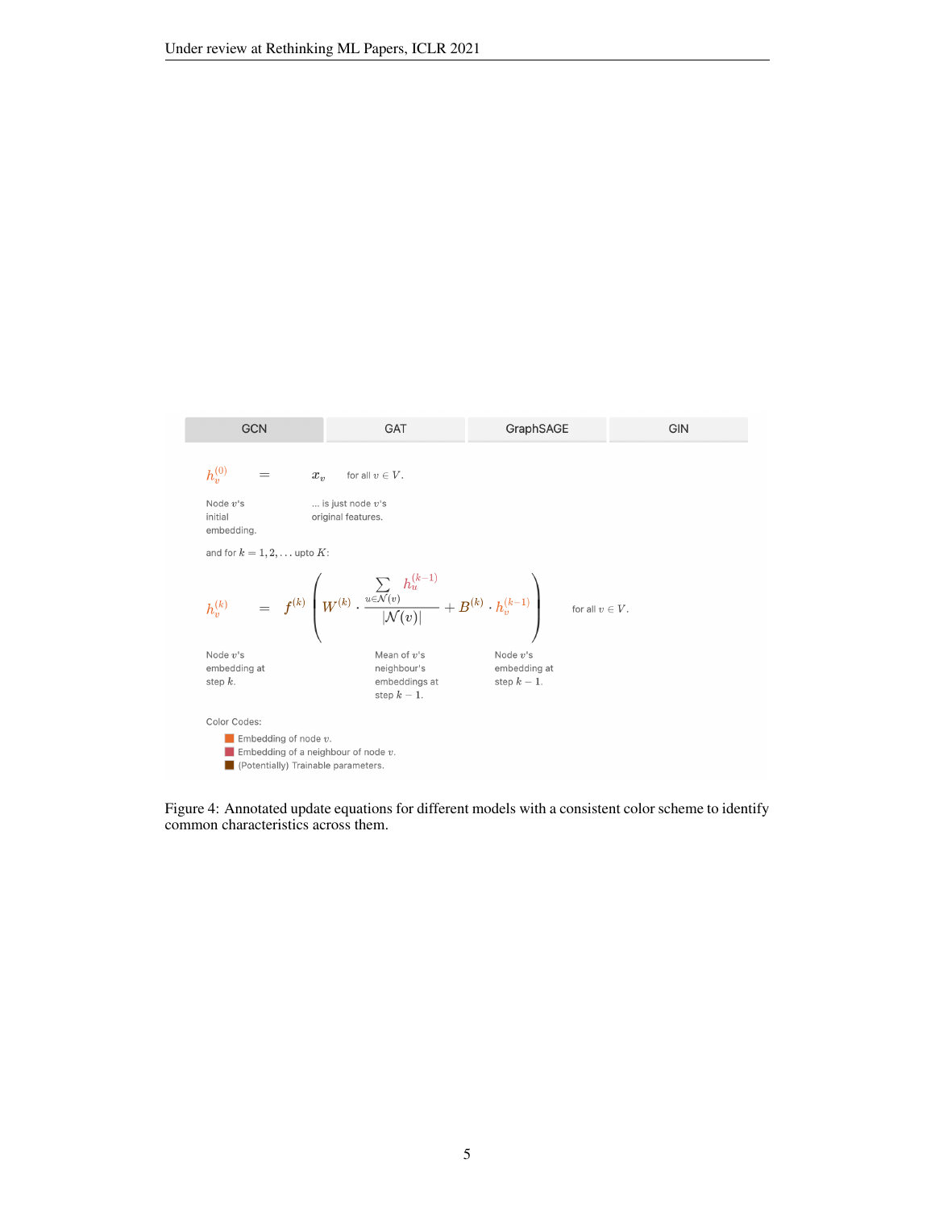GCN | GAT | GraphSAGE | GIN

$$h_v^{(0)} = x_v \quad \text{for all } v \in V.$$

Node $v$'s initial embedding. ... is just node $v$'s original features.

and for $k = 1, 2, \ldots$ upto $K$:

$$h_v^{(k)} = f^{(k)}\left(W^{(k)} \cdot \frac{\sum_{u \in \mathcal{N}(v)} h_u^{(k-1)}}{|\mathcal{N}(v)|} + B^{(k)} \cdot h_v^{(k-1)}\right) \quad \text{for all } v \in V.$$

Node $v$'s embedding at step $k$. Mean of $v$'s neighbour's embeddings at step $k-1$. Node $v$'s embedding at step $k-1$.

Color Codes:

- Embedding of node $v$.
- Embedding of a neighbour of node $v$.
- (Potentially) Trainable parameters.

Figure 4: Annotated update equations for different models with a consistent color scheme to identify common characteristics across them.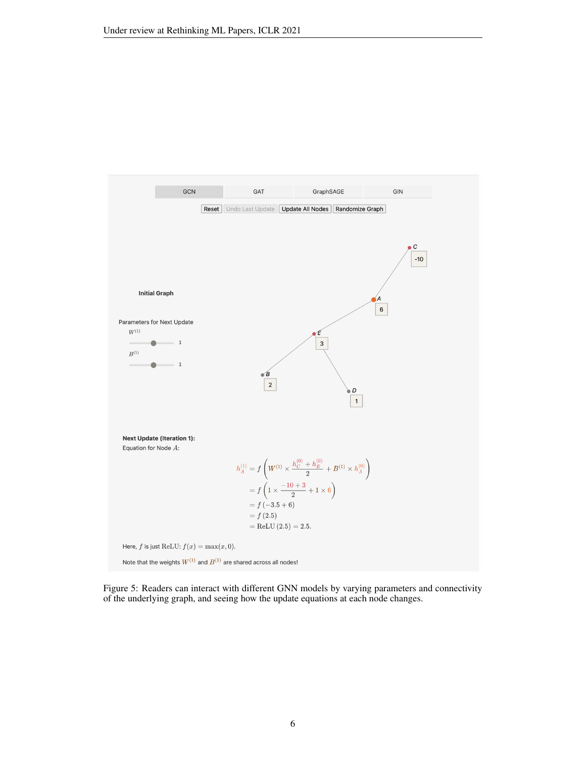GCN | GAT | GraphSAGE | GIN

Reset | Undo Last Update | Update All Nodes | Randomize Graph

**Initial Graph**

Parameters for Next Update

$W^{(1)}$ 1

$B^{(1)}$ 1

C: -10, A: 6, E: 3, B: 2, D: 1

**Next Update (Iteration 1):**

Equation for Node $A$:

$$
\begin{aligned}
h_A^{(1)} &= f\left(W^{(1)} \times \frac{h_C^{(0)} + h_E^{(0)}}{2} + B^{(1)} \times h_A^{(0)}\right) \\
&= f\left(1 \times \frac{-10 + 3}{2} + 1 \times 6\right) \\
&= f\left(-3.5 + 6\right) \\
&= f\left(2.5\right) \\
&= \mathrm{ReLU}\left(2.5\right) = 2.5.
\end{aligned}
$$

Here, $f$ is just ReLU: $f(x) = \max(x, 0)$.

Note that the weights $W^{(1)}$ and $B^{(1)}$ are shared across all nodes!

Figure 5: Readers can interact with different GNN models by varying parameters and connectivity of the underlying graph, and seeing how the update equations at each node changes.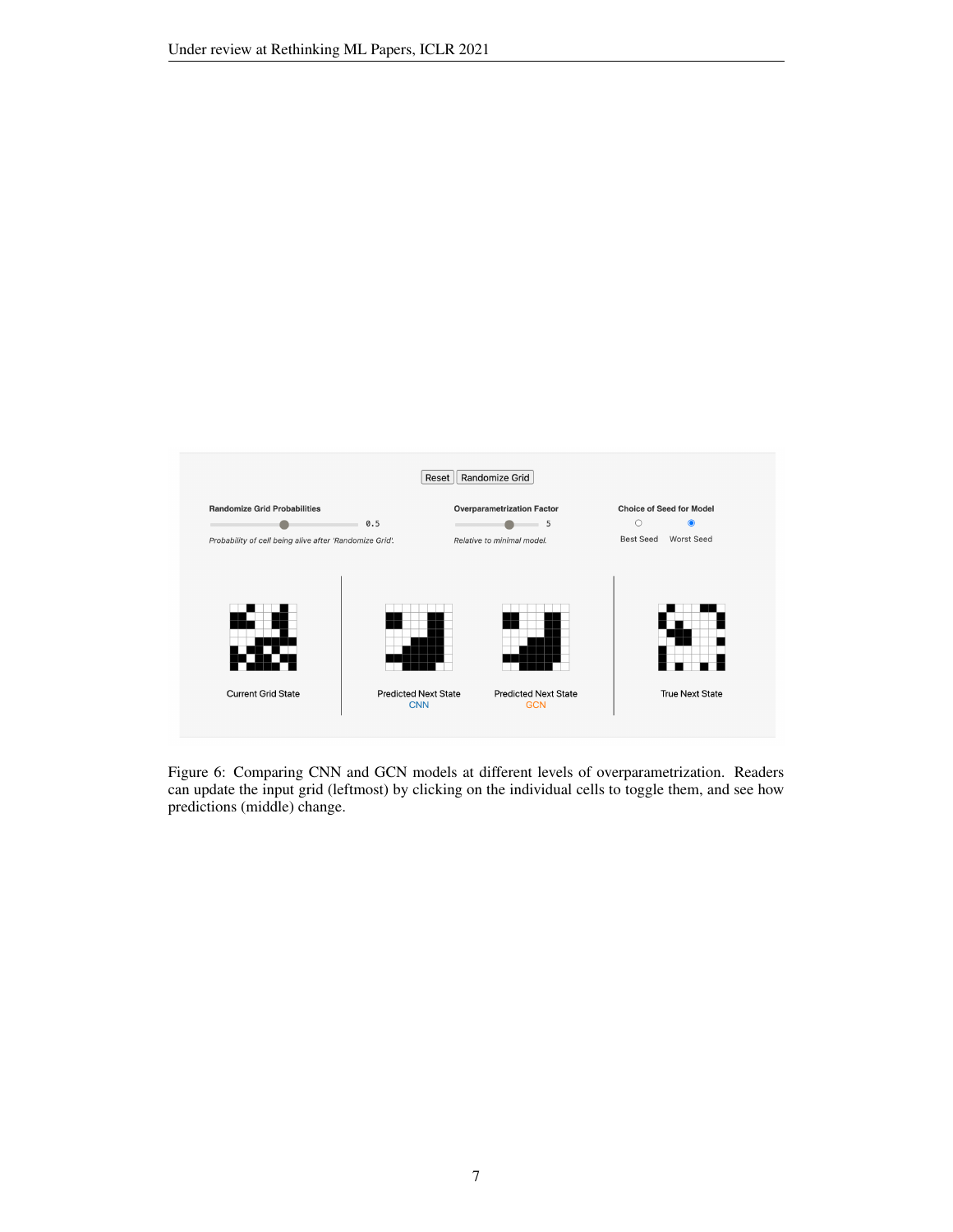Figure 6: Comparing CNN and GCN models at different levels of overparametrization. Readers can update the input grid (leftmost) by clicking on the individual cells to toggle them, and see how predictions (middle) change.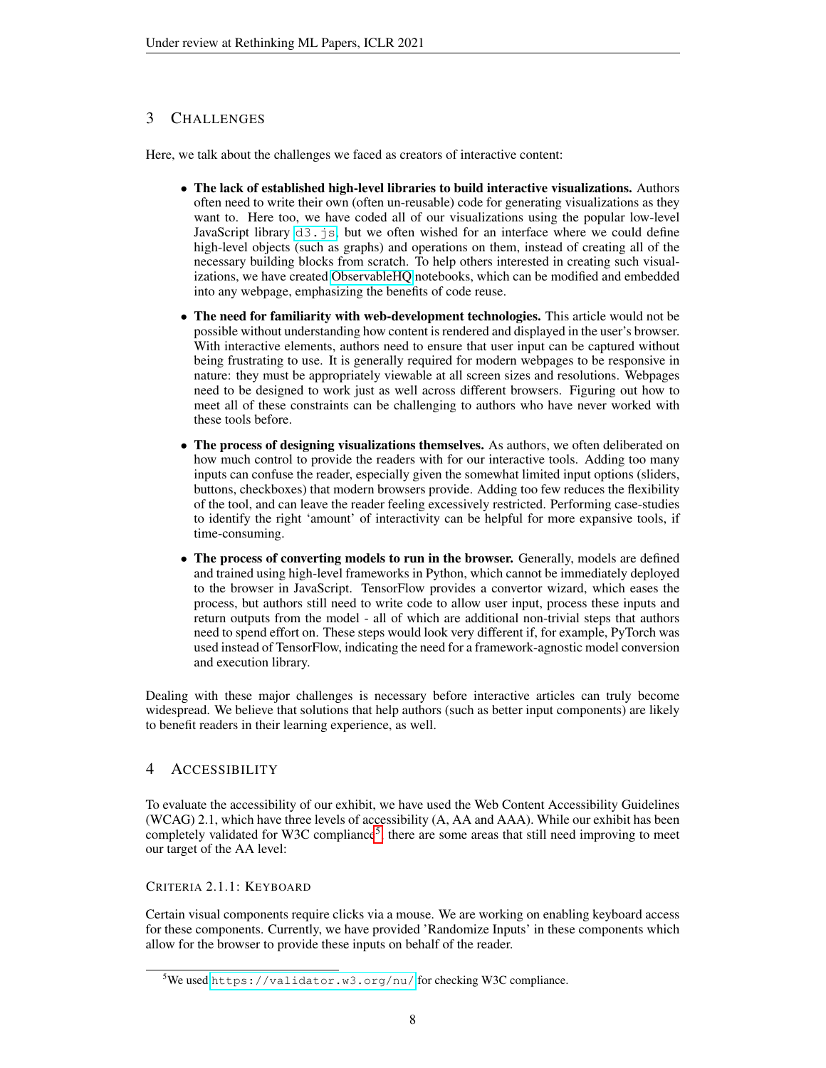## 3 Challenges

Here, we talk about the challenges we faced as creators of interactive content:

- **The lack of established high-level libraries to build interactive visualizations.** Authors often need to write their own (often un-reusable) code for generating visualizations as they want to. Here too, we have coded all of our visualizations using the popular low-level JavaScript library `d3.js`, but we often wished for an interface where we could define high-level objects (such as graphs) and operations on them, instead of creating all of the necessary building blocks from scratch. To help others interested in creating such visualizations, we have created ObservableHQ notebooks, which can be modified and embedded into any webpage, emphasizing the benefits of code reuse.
- **The need for familiarity with web-development technologies.** This article would not be possible without understanding how content is rendered and displayed in the user's browser. With interactive elements, authors need to ensure that user input can be captured without being frustrating to use. It is generally required for modern webpages to be responsive in nature: they must be appropriately viewable at all screen sizes and resolutions. Webpages need to be designed to work just as well across different browsers. Figuring out how to meet all of these constraints can be challenging to authors who have never worked with these tools before.
- **The process of designing visualizations themselves.** As authors, we often deliberated on how much control to provide the readers with for our interactive tools. Adding too many inputs can confuse the reader, especially given the somewhat limited input options (sliders, buttons, checkboxes) that modern browsers provide. Adding too few reduces the flexibility of the tool, and can leave the reader feeling excessively restricted. Performing case-studies to identify the right 'amount' of interactivity can be helpful for more expansive tools, if time-consuming.
- **The process of converting models to run in the browser.** Generally, models are defined and trained using high-level frameworks in Python, which cannot be immediately deployed to the browser in JavaScript. TensorFlow provides a convertor wizard, which eases the process, but authors still need to write code to allow user input, process these inputs and return outputs from the model - all of which are additional non-trivial steps that authors need to spend effort on. These steps would look very different if, for example, PyTorch was used instead of TensorFlow, indicating the need for a framework-agnostic model conversion and execution library.

Dealing with these major challenges is necessary before interactive articles can truly become widespread. We believe that solutions that help authors (such as better input components) are likely to benefit readers in their learning experience, as well.

## 4 Accessibility

To evaluate the accessibility of our exhibit, we have used the Web Content Accessibility Guidelines (WCAG) 2.1, which have three levels of accessibility (A, AA and AAA). While our exhibit has been completely validated for W3C compliance[5], there are some areas that still need improving to meet our target of the AA level:

### Criteria 2.1.1: Keyboard

Certain visual components require clicks via a mouse. We are working on enabling keyboard access for these components. Currently, we have provided 'Randomize Inputs' in these components which allow for the browser to provide these inputs on behalf of the reader.

[5] We used `https://validator.w3.org/nu/` for checking W3C compliance.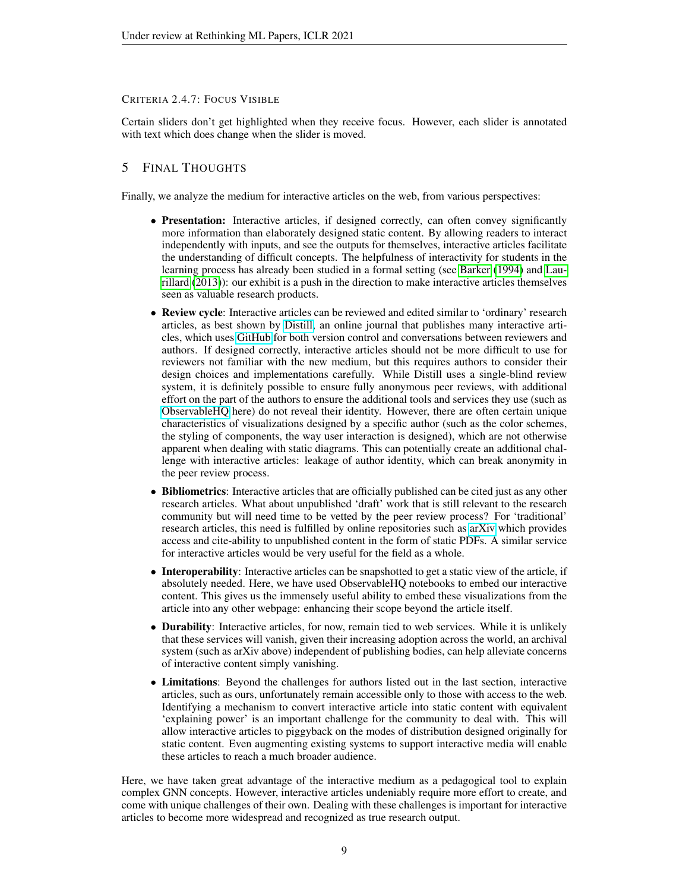#### Criteria 2.4.7: Focus Visible

Certain sliders don't get highlighted when they receive focus. However, each slider is annotated with text which does change when the slider is moved.

## 5 Final Thoughts

Finally, we analyze the medium for interactive articles on the web, from various perspectives:

- **Presentation:** Interactive articles, if designed correctly, can often convey significantly more information than elaborately designed static content. By allowing readers to interact independently with inputs, and see the outputs for themselves, interactive articles facilitate the understanding of difficult concepts. The helpfulness of interactivity for students in the learning process has already been studied in a formal setting (see Barker (1994) and Laurillard (2013)): our exhibit is a push in the direction to make interactive articles themselves seen as valuable research products.
- **Review cycle**: Interactive articles can be reviewed and edited similar to 'ordinary' research articles, as best shown by Distill, an online journal that publishes many interactive articles, which uses GitHub for both version control and conversations between reviewers and authors. If designed correctly, interactive articles should not be more difficult to use for reviewers not familiar with the new medium, but this requires authors to consider their design choices and implementations carefully. While Distill uses a single-blind review system, it is definitely possible to ensure fully anonymous peer reviews, with additional effort on the part of the authors to ensure the additional tools and services they use (such as ObservableHQ here) do not reveal their identity. However, there are often certain unique characteristics of visualizations designed by a specific author (such as the color schemes, the styling of components, the way user interaction is designed), which are not otherwise apparent when dealing with static diagrams. This can potentially create an additional challenge with interactive articles: leakage of author identity, which can break anonymity in the peer review process.
- **Bibliometrics**: Interactive articles that are officially published can be cited just as any other research articles. What about unpublished 'draft' work that is still relevant to the research community but will need time to be vetted by the peer review process? For 'traditional' research articles, this need is fulfilled by online repositories such as arXiv which provides access and cite-ability to unpublished content in the form of static PDFs. A similar service for interactive articles would be very useful for the field as a whole.
- **Interoperability**: Interactive articles can be snapshotted to get a static view of the article, if absolutely needed. Here, we have used ObservableHQ notebooks to embed our interactive content. This gives us the immensely useful ability to embed these visualizations from the article into any other webpage: enhancing their scope beyond the article itself.
- **Durability**: Interactive articles, for now, remain tied to web services. While it is unlikely that these services will vanish, given their increasing adoption across the world, an archival system (such as arXiv above) independent of publishing bodies, can help alleviate concerns of interactive content simply vanishing.
- **Limitations**: Beyond the challenges for authors listed out in the last section, interactive articles, such as ours, unfortunately remain accessible only to those with access to the web. Identifying a mechanism to convert interactive article into static content with equivalent 'explaining power' is an important challenge for the community to deal with. This will allow interactive articles to piggyback on the modes of distribution designed originally for static content. Even augmenting existing systems to support interactive media will enable these articles to reach a much broader audience.

Here, we have taken great advantage of the interactive medium as a pedagogical tool to explain complex GNN concepts. However, interactive articles undeniably require more effort to create, and come with unique challenges of their own. Dealing with these challenges is important for interactive articles to become more widespread and recognized as true research output.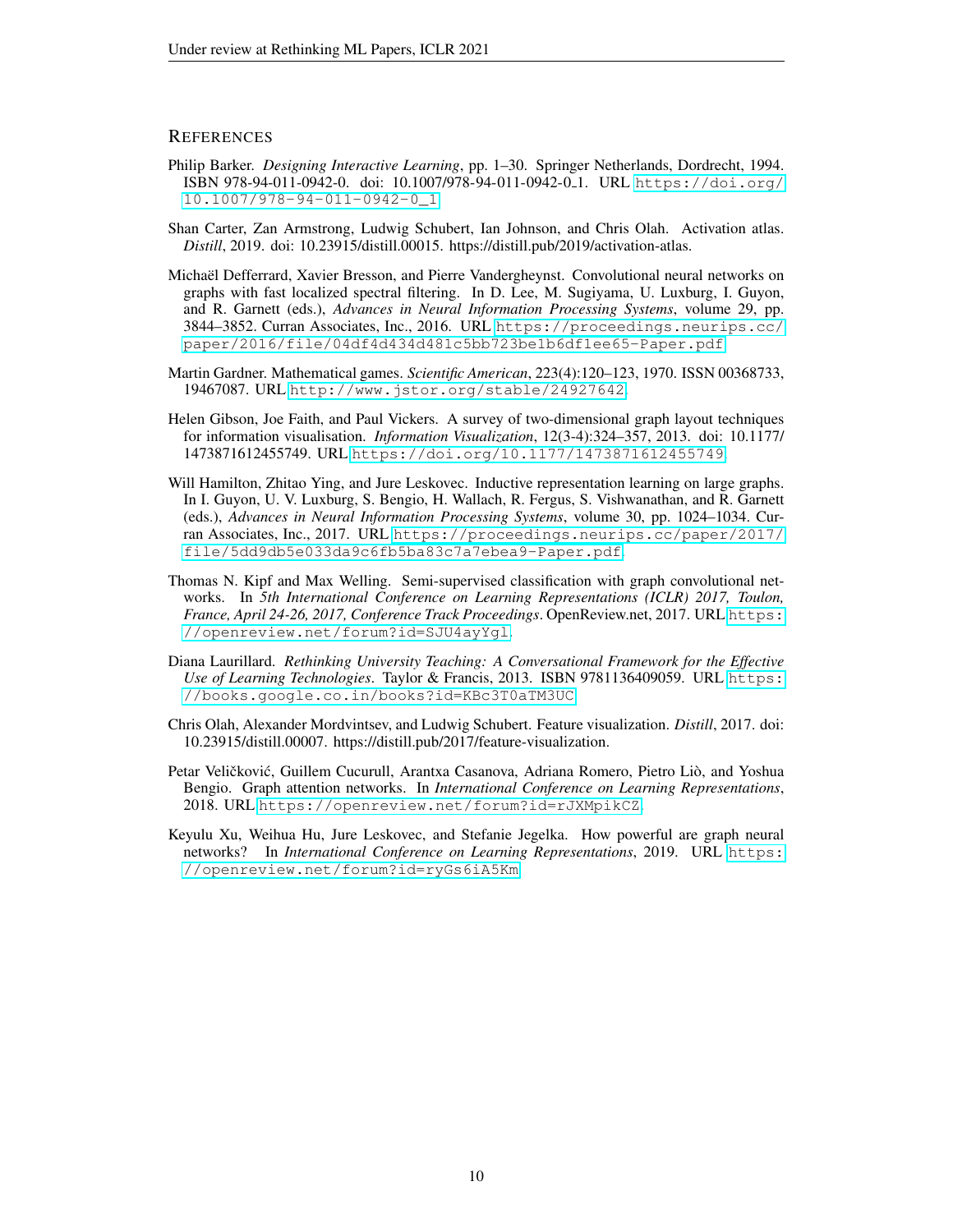## References

Philip Barker. *Designing Interactive Learning*, pp. 1–30. Springer Netherlands, Dordrecht, 1994. ISBN 978-94-011-0942-0. doi: 10.1007/978-94-011-0942-0_1. URL https://doi.org/10.1007/978-94-011-0942-0_1.

Shan Carter, Zan Armstrong, Ludwig Schubert, Ian Johnson, and Chris Olah. Activation atlas. *Distill*, 2019. doi: 10.23915/distill.00015. https://distill.pub/2019/activation-atlas.

Michaël Defferrard, Xavier Bresson, and Pierre Vandergheynst. Convolutional neural networks on graphs with fast localized spectral filtering. In D. Lee, M. Sugiyama, U. Luxburg, I. Guyon, and R. Garnett (eds.), *Advances in Neural Information Processing Systems*, volume 29, pp. 3844–3852. Curran Associates, Inc., 2016. URL https://proceedings.neurips.cc/paper/2016/file/04df4d434d481c5bb723be1b6df1ee65-Paper.pdf.

Martin Gardner. Mathematical games. *Scientific American*, 223(4):120–123, 1970. ISSN 00368733, 19467087. URL http://www.jstor.org/stable/24927642.

Helen Gibson, Joe Faith, and Paul Vickers. A survey of two-dimensional graph layout techniques for information visualisation. *Information Visualization*, 12(3-4):324–357, 2013. doi: 10.1177/1473871612455749. URL https://doi.org/10.1177/1473871612455749.

Will Hamilton, Zhitao Ying, and Jure Leskovec. Inductive representation learning on large graphs. In I. Guyon, U. V. Luxburg, S. Bengio, H. Wallach, R. Fergus, S. Vishwanathan, and R. Garnett (eds.), *Advances in Neural Information Processing Systems*, volume 30, pp. 1024–1034. Curran Associates, Inc., 2017. URL https://proceedings.neurips.cc/paper/2017/file/5dd9db5e033da9c6fb5ba83c7a7ebea9-Paper.pdf.

Thomas N. Kipf and Max Welling. Semi-supervised classification with graph convolutional networks. In *5th International Conference on Learning Representations (ICLR) 2017, Toulon, France, April 24-26, 2017, Conference Track Proceedings*. OpenReview.net, 2017. URL https://openreview.net/forum?id=SJU4ayYgl.

Diana Laurillard. *Rethinking University Teaching: A Conversational Framework for the Effective Use of Learning Technologies*. Taylor & Francis, 2013. ISBN 9781136409059. URL https://books.google.co.in/books?id=KBc3T0aTM3UC.

Chris Olah, Alexander Mordvintsev, and Ludwig Schubert. Feature visualization. *Distill*, 2017. doi: 10.23915/distill.00007. https://distill.pub/2017/feature-visualization.

Petar Veličković, Guillem Cucurull, Arantxa Casanova, Adriana Romero, Pietro Liò, and Yoshua Bengio. Graph attention networks. In *International Conference on Learning Representations*, 2018. URL https://openreview.net/forum?id=rJXMpikCZ.

Keyulu Xu, Weihua Hu, Jure Leskovec, and Stefanie Jegelka. How powerful are graph neural networks? In *International Conference on Learning Representations*, 2019. URL https://openreview.net/forum?id=ryGs6iA5Km.